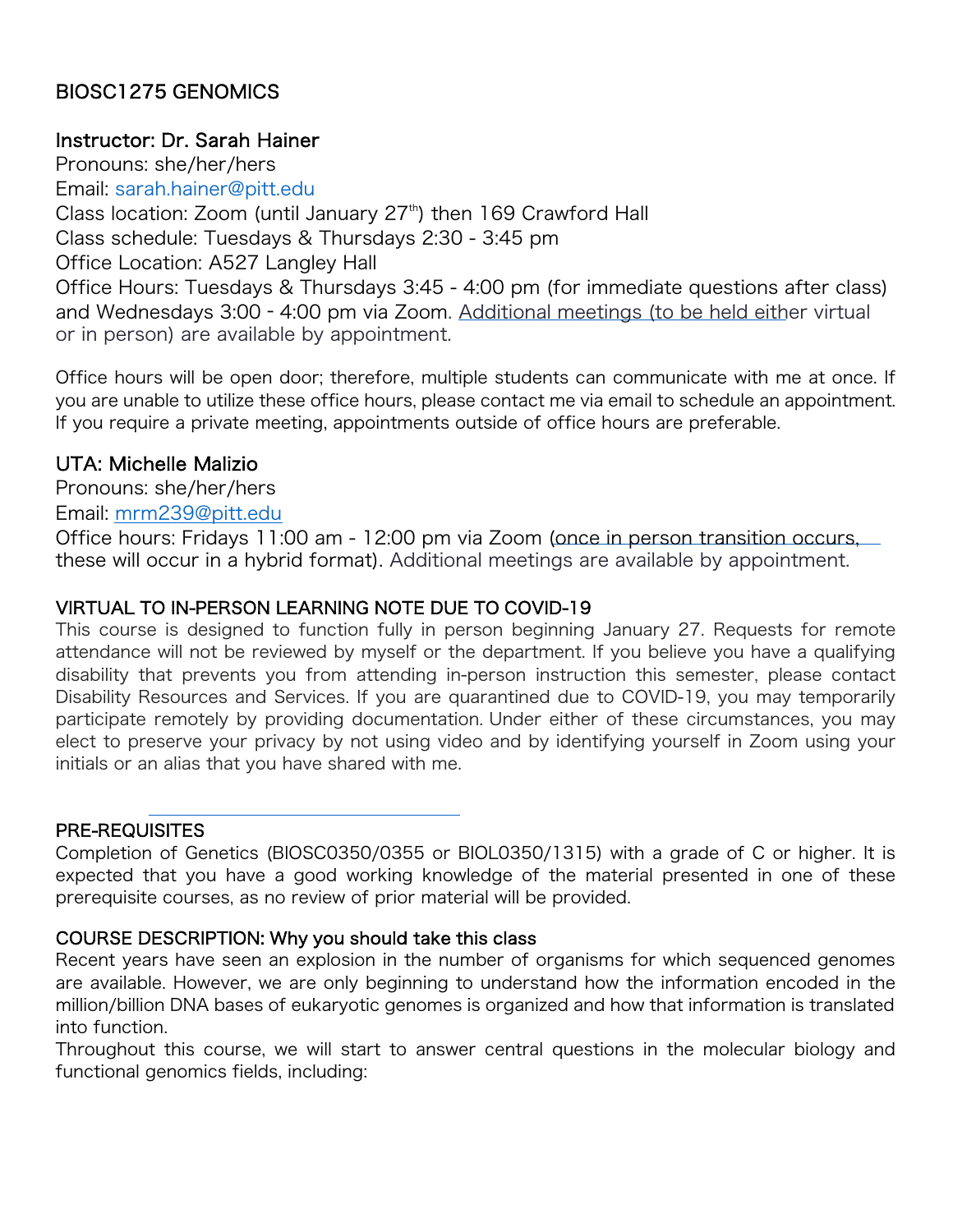# BIOSC1275 GENOMICS

## Instructor: Dr. Sarah Hainer

Pronouns: she/her/hers
Email: sarah.hainer@pitt.edu
Class location: Zoom (until January 27th) then 169 Crawford Hall
Class schedule: Tuesdays & Thursdays 2:30 - 3:45 pm
Office Location: A527 Langley Hall
Office Hours: Tuesdays & Thursdays 3:45 - 4:00 pm (for immediate questions after class) and Wednesdays 3:00 - 4:00 pm via Zoom. Additional meetings (to be held either virtual or in person) are available by appointment.

Office hours will be open door; therefore, multiple students can communicate with me at once. If you are unable to utilize these office hours, please contact me via email to schedule an appointment. If you require a private meeting, appointments outside of office hours are preferable.

## UTA: Michelle Malizio

Pronouns: she/her/hers
Email: mrm239@pitt.edu
Office hours: Fridays 11:00 am - 12:00 pm via Zoom (once in person transition occurs, these will occur in a hybrid format). Additional meetings are available by appointment.

## VIRTUAL TO IN-PERSON LEARNING NOTE DUE TO COVID-19

This course is designed to function fully in person beginning January 27. Requests for remote attendance will not be reviewed by myself or the department. If you believe you have a qualifying disability that prevents you from attending in-person instruction this semester, please contact Disability Resources and Services. If you are quarantined due to COVID-19, you may temporarily participate remotely by providing documentation. Under either of these circumstances, you may elect to preserve your privacy by not using video and by identifying yourself in Zoom using your initials or an alias that you have shared with me.

## PRE-REQUISITES

Completion of Genetics (BIOSC0350/0355 or BIOL0350/1315) with a grade of C or higher. It is expected that you have a good working knowledge of the material presented in one of these prerequisite courses, as no review of prior material will be provided.

## COURSE DESCRIPTION: Why you should take this class

Recent years have seen an explosion in the number of organisms for which sequenced genomes are available. However, we are only beginning to understand how the information encoded in the million/billion DNA bases of eukaryotic genomes is organized and how that information is translated into function.
Throughout this course, we will start to answer central questions in the molecular biology and functional genomics fields, including: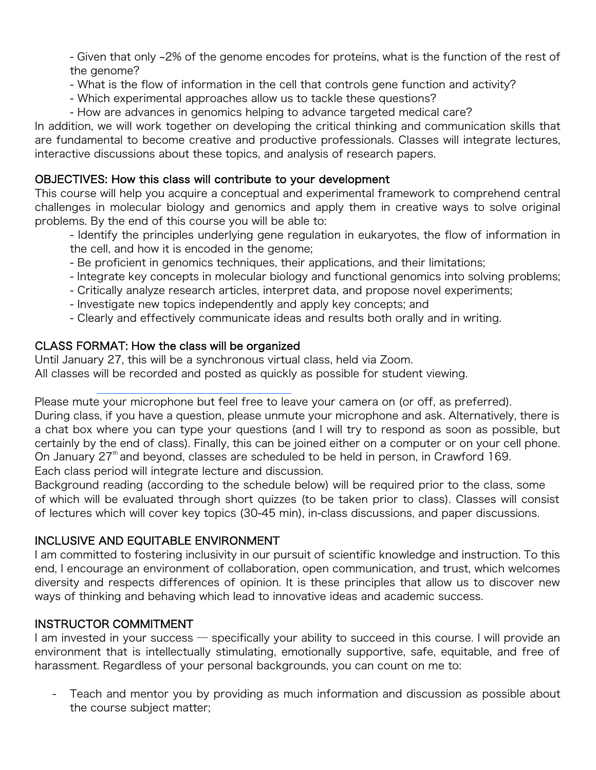- Given that only ~2% of the genome encodes for proteins, what is the function of the rest of the genome?
- What is the flow of information in the cell that controls gene function and activity?
- Which experimental approaches allow us to tackle these questions?
- How are advances in genomics helping to advance targeted medical care?

In addition, we will work together on developing the critical thinking and communication skills that are fundamental to become creative and productive professionals. Classes will integrate lectures, interactive discussions about these topics, and analysis of research papers.

## OBJECTIVES: How this class will contribute to your development

This course will help you acquire a conceptual and experimental framework to comprehend central challenges in molecular biology and genomics and apply them in creative ways to solve original problems. By the end of this course you will be able to:

- Identify the principles underlying gene regulation in eukaryotes, the flow of information in the cell, and how it is encoded in the genome;
- Be proficient in genomics techniques, their applications, and their limitations;
- Integrate key concepts in molecular biology and functional genomics into solving problems;
- Critically analyze research articles, interpret data, and propose novel experiments;
- Investigate new topics independently and apply key concepts; and
- Clearly and effectively communicate ideas and results both orally and in writing.

## CLASS FORMAT: How the class will be organized

Until January 27, this will be a synchronous virtual class, held via Zoom.
All classes will be recorded and posted as quickly as possible for student viewing.

Please mute your microphone but feel free to leave your camera on (or off, as preferred).
During class, if you have a question, please unmute your microphone and ask. Alternatively, there is a chat box where you can type your questions (and I will try to respond as soon as possible, but certainly by the end of class). Finally, this can be joined either on a computer or on your cell phone.
On January 27th and beyond, classes are scheduled to be held in person, in Crawford 169.
Each class period will integrate lecture and discussion.
Background reading (according to the schedule below) will be required prior to the class, some of which will be evaluated through short quizzes (to be taken prior to class). Classes will consist of lectures which will cover key topics (30-45 min), in-class discussions, and paper discussions.

## INCLUSIVE AND EQUITABLE ENVIRONMENT

I am committed to fostering inclusivity in our pursuit of scientific knowledge and instruction. To this end, I encourage an environment of collaboration, open communication, and trust, which welcomes diversity and respects differences of opinion. It is these principles that allow us to discover new ways of thinking and behaving which lead to innovative ideas and academic success.

## INSTRUCTOR COMMITMENT

I am invested in your success — specifically your ability to succeed in this course. I will provide an environment that is intellectually stimulating, emotionally supportive, safe, equitable, and free of harassment. Regardless of your personal backgrounds, you can count on me to:

- Teach and mentor you by providing as much information and discussion as possible about the course subject matter;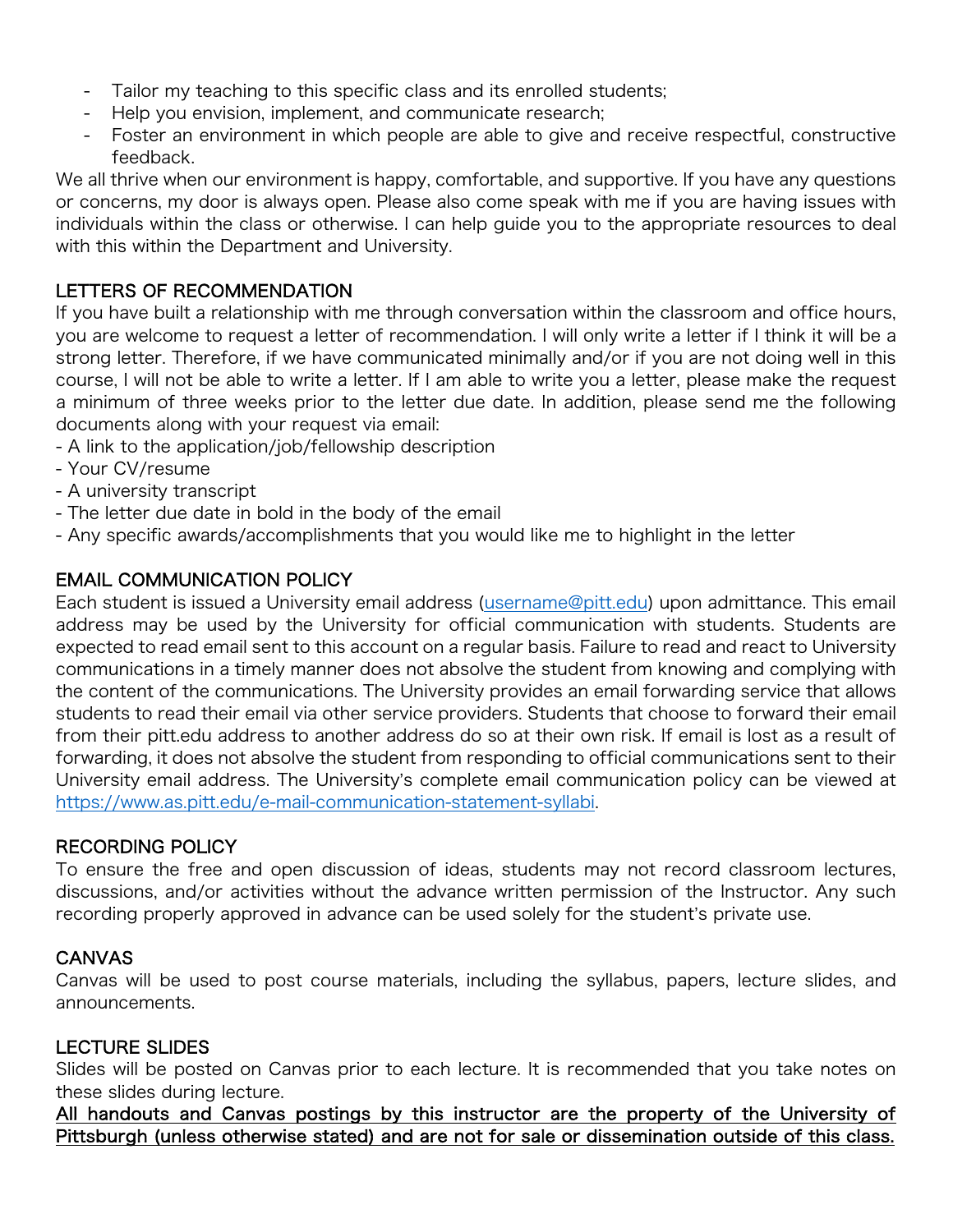- Tailor my teaching to this specific class and its enrolled students;
- Help you envision, implement, and communicate research;
- Foster an environment in which people are able to give and receive respectful, constructive feedback.

We all thrive when our environment is happy, comfortable, and supportive. If you have any questions or concerns, my door is always open. Please also come speak with me if you are having issues with individuals within the class or otherwise. I can help guide you to the appropriate resources to deal with this within the Department and University.

## LETTERS OF RECOMMENDATION

If you have built a relationship with me through conversation within the classroom and office hours, you are welcome to request a letter of recommendation. I will only write a letter if I think it will be a strong letter. Therefore, if we have communicated minimally and/or if you are not doing well in this course, I will not be able to write a letter. If I am able to write you a letter, please make the request a minimum of three weeks prior to the letter due date. In addition, please send me the following documents along with your request via email:

- A link to the application/job/fellowship description
- Your CV/resume
- A university transcript
- The letter due date in bold in the body of the email
- Any specific awards/accomplishments that you would like me to highlight in the letter

## EMAIL COMMUNICATION POLICY

Each student is issued a University email address ([username@pitt.edu](mailto:username@pitt.edu)) upon admittance. This email address may be used by the University for official communication with students. Students are expected to read email sent to this account on a regular basis. Failure to read and react to University communications in a timely manner does not absolve the student from knowing and complying with the content of the communications. The University provides an email forwarding service that allows students to read their email via other service providers. Students that choose to forward their email from their pitt.edu address to another address do so at their own risk. If email is lost as a result of forwarding, it does not absolve the student from responding to official communications sent to their University email address. The University's complete email communication policy can be viewed at [https://www.as.pitt.edu/e-mail-communication-statement-syllabi](https://www.as.pitt.edu/e-mail-communication-statement-syllabi).

## RECORDING POLICY

To ensure the free and open discussion of ideas, students may not record classroom lectures, discussions, and/or activities without the advance written permission of the Instructor. Any such recording properly approved in advance can be used solely for the student's private use.

## CANVAS

Canvas will be used to post course materials, including the syllabus, papers, lecture slides, and announcements.

## LECTURE SLIDES

Slides will be posted on Canvas prior to each lecture. It is recommended that you take notes on these slides during lecture.

**All handouts and Canvas postings by this instructor are the property of the University of Pittsburgh (unless otherwise stated) and are not for sale or dissemination outside of this class.**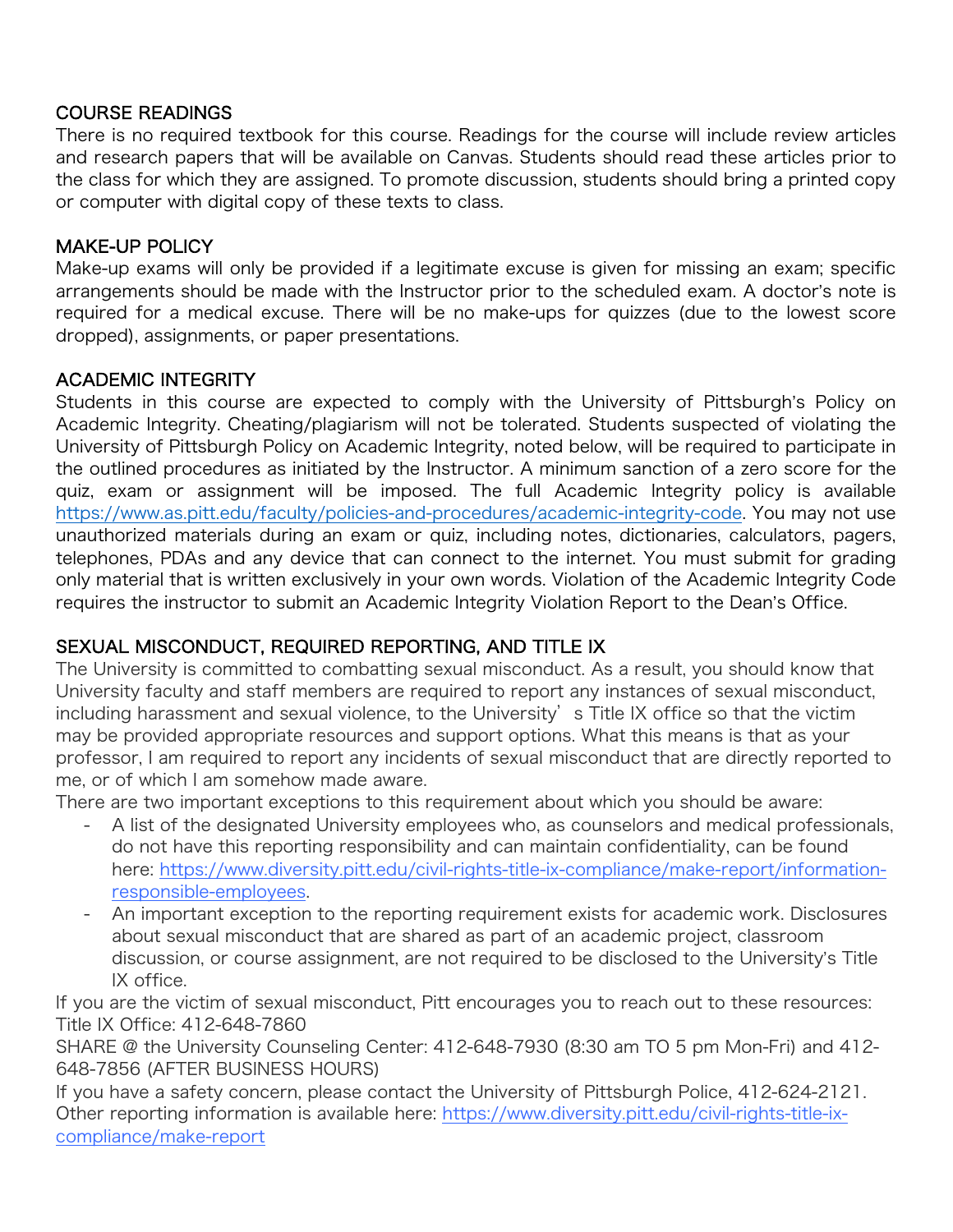## COURSE READINGS

There is no required textbook for this course. Readings for the course will include review articles and research papers that will be available on Canvas. Students should read these articles prior to the class for which they are assigned. To promote discussion, students should bring a printed copy or computer with digital copy of these texts to class.

## MAKE-UP POLICY

Make-up exams will only be provided if a legitimate excuse is given for missing an exam; specific arrangements should be made with the Instructor prior to the scheduled exam. A doctor's note is required for a medical excuse. There will be no make-ups for quizzes (due to the lowest score dropped), assignments, or paper presentations.

## ACADEMIC INTEGRITY

Students in this course are expected to comply with the University of Pittsburgh's Policy on Academic Integrity. Cheating/plagiarism will not be tolerated. Students suspected of violating the University of Pittsburgh Policy on Academic Integrity, noted below, will be required to participate in the outlined procedures as initiated by the Instructor. A minimum sanction of a zero score for the quiz, exam or assignment will be imposed. The full Academic Integrity policy is available https://www.as.pitt.edu/faculty/policies-and-procedures/academic-integrity-code. You may not use unauthorized materials during an exam or quiz, including notes, dictionaries, calculators, pagers, telephones, PDAs and any device that can connect to the internet. You must submit for grading only material that is written exclusively in your own words. Violation of the Academic Integrity Code requires the instructor to submit an Academic Integrity Violation Report to the Dean's Office.

## SEXUAL MISCONDUCT, REQUIRED REPORTING, AND TITLE IX

The University is committed to combatting sexual misconduct. As a result, you should know that University faculty and staff members are required to report any instances of sexual misconduct, including harassment and sexual violence, to the University's Title IX office so that the victim may be provided appropriate resources and support options. What this means is that as your professor, I am required to report any incidents of sexual misconduct that are directly reported to me, or of which I am somehow made aware.

There are two important exceptions to this requirement about which you should be aware:

- A list of the designated University employees who, as counselors and medical professionals, do not have this reporting responsibility and can maintain confidentiality, can be found here: https://www.diversity.pitt.edu/civil-rights-title-ix-compliance/make-report/information-responsible-employees.
- An important exception to the reporting requirement exists for academic work. Disclosures about sexual misconduct that are shared as part of an academic project, classroom discussion, or course assignment, are not required to be disclosed to the University's Title IX office.

If you are the victim of sexual misconduct, Pitt encourages you to reach out to these resources:
Title IX Office: 412-648-7860
SHARE @ the University Counseling Center: 412-648-7930 (8:30 am TO 5 pm Mon-Fri) and 412-648-7856 (AFTER BUSINESS HOURS)
If you have a safety concern, please contact the University of Pittsburgh Police, 412-624-2121.
Other reporting information is available here: https://www.diversity.pitt.edu/civil-rights-title-ix-compliance/make-report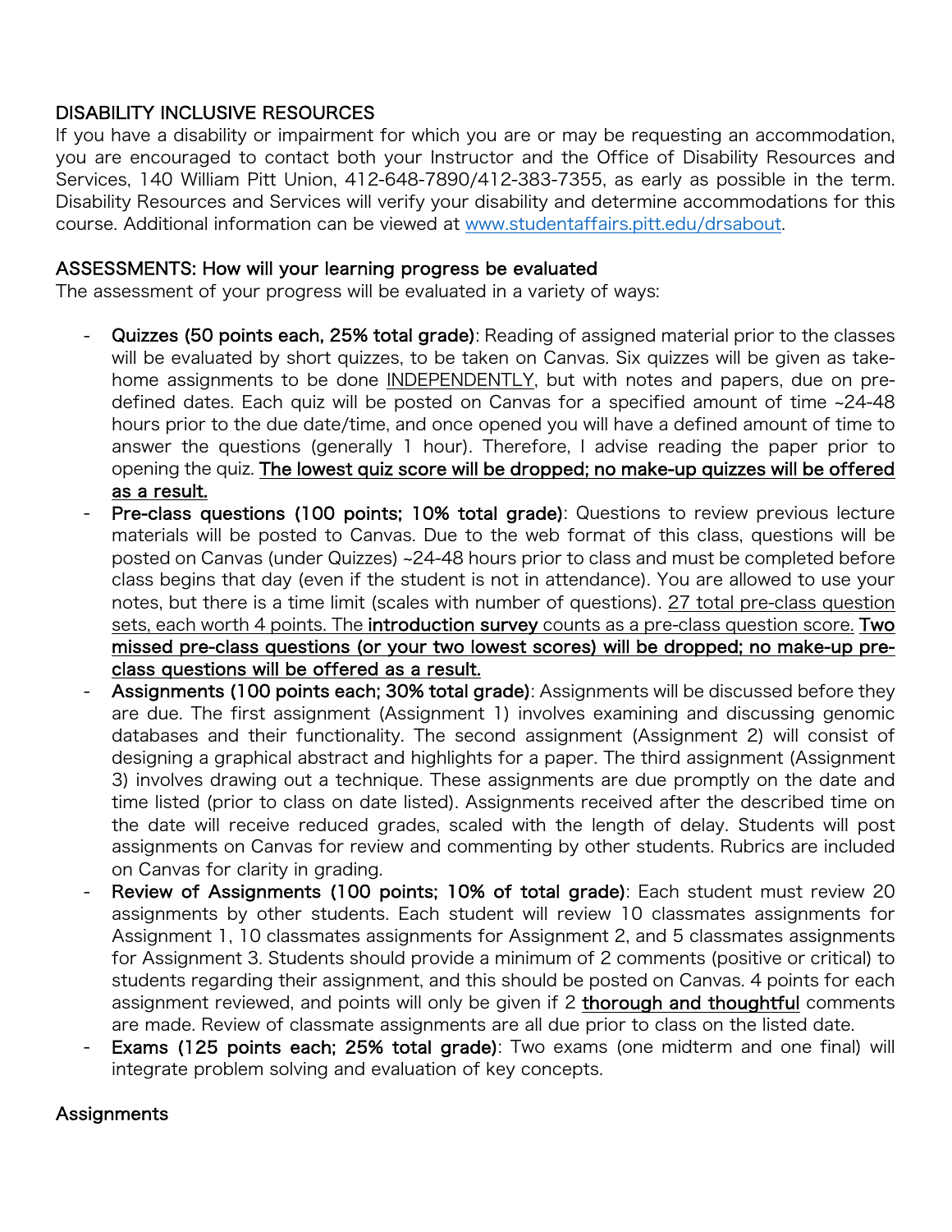## DISABILITY INCLUSIVE RESOURCES

If you have a disability or impairment for which you are or may be requesting an accommodation, you are encouraged to contact both your Instructor and the Office of Disability Resources and Services, 140 William Pitt Union, 412-648-7890/412-383-7355, as early as possible in the term. Disability Resources and Services will verify your disability and determine accommodations for this course. Additional information can be viewed at www.studentaffairs.pitt.edu/drsabout.

## ASSESSMENTS: How will your learning progress be evaluated

The assessment of your progress will be evaluated in a variety of ways:

- **Quizzes (50 points each, 25% total grade)**: Reading of assigned material prior to the classes will be evaluated by short quizzes, to be taken on Canvas. Six quizzes will be given as take-home assignments to be done INDEPENDENTLY, but with notes and papers, due on pre-defined dates. Each quiz will be posted on Canvas for a specified amount of time ~24-48 hours prior to the due date/time, and once opened you will have a defined amount of time to answer the questions (generally 1 hour). Therefore, I advise reading the paper prior to opening the quiz. **The lowest quiz score will be dropped; no make-up quizzes will be offered as a result.**
- **Pre-class questions (100 points; 10% total grade)**: Questions to review previous lecture materials will be posted to Canvas. Due to the web format of this class, questions will be posted on Canvas (under Quizzes) ~24-48 hours prior to class and must be completed before class begins that day (even if the student is not in attendance). You are allowed to use your notes, but there is a time limit (scales with number of questions). 27 total pre-class question sets, each worth 4 points. The **introduction survey** counts as a pre-class question score. **Two missed pre-class questions (or your two lowest scores) will be dropped; no make-up pre-class questions will be offered as a result.**
- **Assignments (100 points each; 30% total grade)**: Assignments will be discussed before they are due. The first assignment (Assignment 1) involves examining and discussing genomic databases and their functionality. The second assignment (Assignment 2) will consist of designing a graphical abstract and highlights for a paper. The third assignment (Assignment 3) involves drawing out a technique. These assignments are due promptly on the date and time listed (prior to class on date listed). Assignments received after the described time on the date will receive reduced grades, scaled with the length of delay. Students will post assignments on Canvas for review and commenting by other students. Rubrics are included on Canvas for clarity in grading.
- **Review of Assignments (100 points; 10% of total grade)**: Each student must review 20 assignments by other students. Each student will review 10 classmates assignments for Assignment 1, 10 classmates assignments for Assignment 2, and 5 classmates assignments for Assignment 3. Students should provide a minimum of 2 comments (positive or critical) to students regarding their assignment, and this should be posted on Canvas. 4 points for each assignment reviewed, and points will only be given if 2 **thorough and thoughtful** comments are made. Review of classmate assignments are all due prior to class on the listed date.
- **Exams (125 points each; 25% total grade)**: Two exams (one midterm and one final) will integrate problem solving and evaluation of key concepts.

## Assignments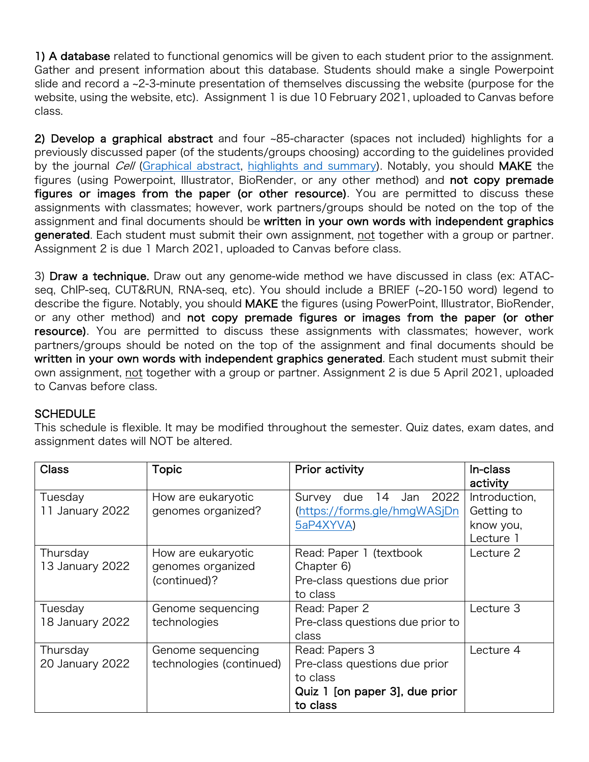**1) A database** related to functional genomics will be given to each student prior to the assignment. Gather and present information about this database. Students should make a single Powerpoint slide and record a ~2-3-minute presentation of themselves discussing the website (purpose for the website, using the website, etc). Assignment 1 is due 10 February 2021, uploaded to Canvas before class.

**2) Develop a graphical abstract** and four ~85-character (spaces not included) highlights for a previously discussed paper (of the students/groups choosing) according to the guidelines provided by the journal *Cell* ([Graphical abstract](), [highlights and summary]()). Notably, you should **MAKE** the figures (using Powerpoint, Illustrator, BioRender, or any other method) and **not copy premade figures or images from the paper (or other resource)**. You are permitted to discuss these assignments with classmates; however, work partners/groups should be noted on the top of the assignment and final documents should be **written in your own words with independent graphics generated**. Each student must submit their own assignment, <u>not</u> together with a group or partner. Assignment 2 is due 1 March 2021, uploaded to Canvas before class.

3) **Draw a technique.** Draw out any genome-wide method we have discussed in class (ex: ATAC-seq, ChIP-seq, CUT&RUN, RNA-seq, etc). You should include a BRIEF (~20-150 word) legend to describe the figure. Notably, you should **MAKE** the figures (using PowerPoint, Illustrator, BioRender, or any other method) and **not copy premade figures or images from the paper (or other resource)**. You are permitted to discuss these assignments with classmates; however, work partners/groups should be noted on the top of the assignment and final documents should be **written in your own words with independent graphics generated**. Each student must submit their own assignment, <u>not</u> together with a group or partner. Assignment 2 is due 5 April 2021, uploaded to Canvas before class.

## SCHEDULE

This schedule is flexible. It may be modified throughout the semester. Quiz dates, exam dates, and assignment dates will NOT be altered.

| Class | Topic | Prior activity | In-class activity |
|---|---|---|---|
| Tuesday 11 January 2022 | How are eukaryotic genomes organized? | Survey due 14 Jan 2022 (https://forms.gle/hmgWASjDn5aP4XYVA) | Introduction, Getting to know you, Lecture 1 |
| Thursday 13 January 2022 | How are eukaryotic genomes organized (continued)? | Read: Paper 1 (textbook Chapter 6)<br>Pre-class questions due prior to class | Lecture 2 |
| Tuesday 18 January 2022 | Genome sequencing technologies | Read: Paper 2<br>Pre-class questions due prior to class | Lecture 3 |
| Thursday 20 January 2022 | Genome sequencing technologies (continued) | Read: Papers 3<br>Pre-class questions due prior to class<br>**Quiz 1 [on paper 3], due prior to class** | Lecture 4 |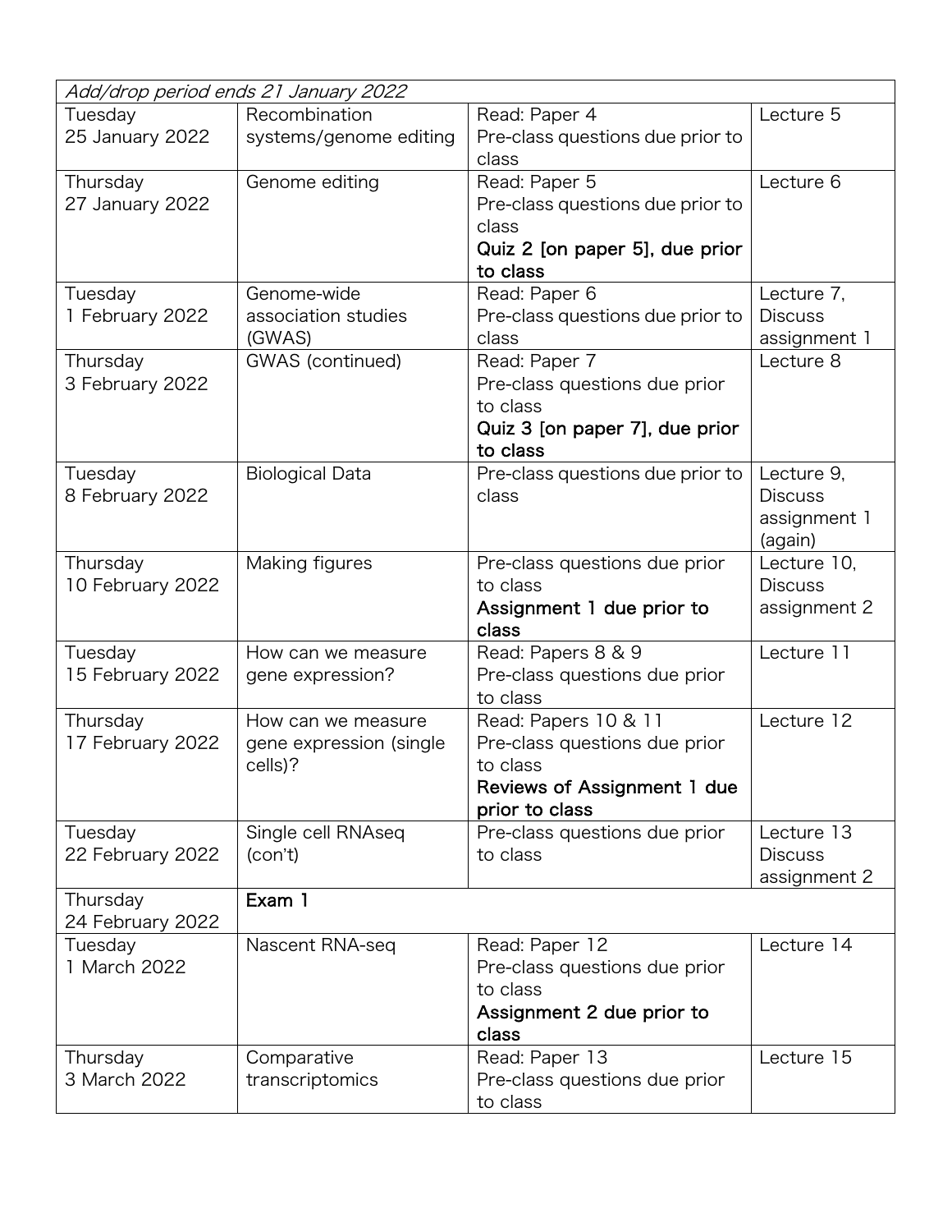| *Add/drop period ends 21 January 2022* | | | |
|---|---|---|---|
| Tuesday 25 January 2022 | Recombination systems/genome editing | Read: Paper 4<br>Pre-class questions due prior to class | Lecture 5 |
| Thursday 27 January 2022 | Genome editing | Read: Paper 5<br>Pre-class questions due prior to class<br>**Quiz 2 [on paper 5], due prior to class** | Lecture 6 |
| Tuesday 1 February 2022 | Genome-wide association studies (GWAS) | Read: Paper 6<br>Pre-class questions due prior to class | Lecture 7, Discuss assignment 1 |
| Thursday 3 February 2022 | GWAS (continued) | Read: Paper 7<br>Pre-class questions due prior to class<br>**Quiz 3 [on paper 7], due prior to class** | Lecture 8 |
| Tuesday 8 February 2022 | Biological Data | Pre-class questions due prior to class | Lecture 9, Discuss assignment 1 (again) |
| Thursday 10 February 2022 | Making figures | Pre-class questions due prior to class<br>**Assignment 1 due prior to class** | Lecture 10, Discuss assignment 2 |
| Tuesday 15 February 2022 | How can we measure gene expression? | Read: Papers 8 & 9<br>Pre-class questions due prior to class | Lecture 11 |
| Thursday 17 February 2022 | How can we measure gene expression (single cells)? | Read: Papers 10 & 11<br>Pre-class questions due prior to class<br>**Reviews of Assignment 1 due prior to class** | Lecture 12 |
| Tuesday 22 February 2022 | Single cell RNAseq (con't) | Pre-class questions due prior to class | Lecture 13 Discuss assignment 2 |
| Thursday 24 February 2022 | **Exam 1** | | |
| Tuesday 1 March 2022 | Nascent RNA-seq | Read: Paper 12<br>Pre-class questions due prior to class<br>**Assignment 2 due prior to class** | Lecture 14 |
| Thursday 3 March 2022 | Comparative transcriptomics | Read: Paper 13<br>Pre-class questions due prior to class | Lecture 15 |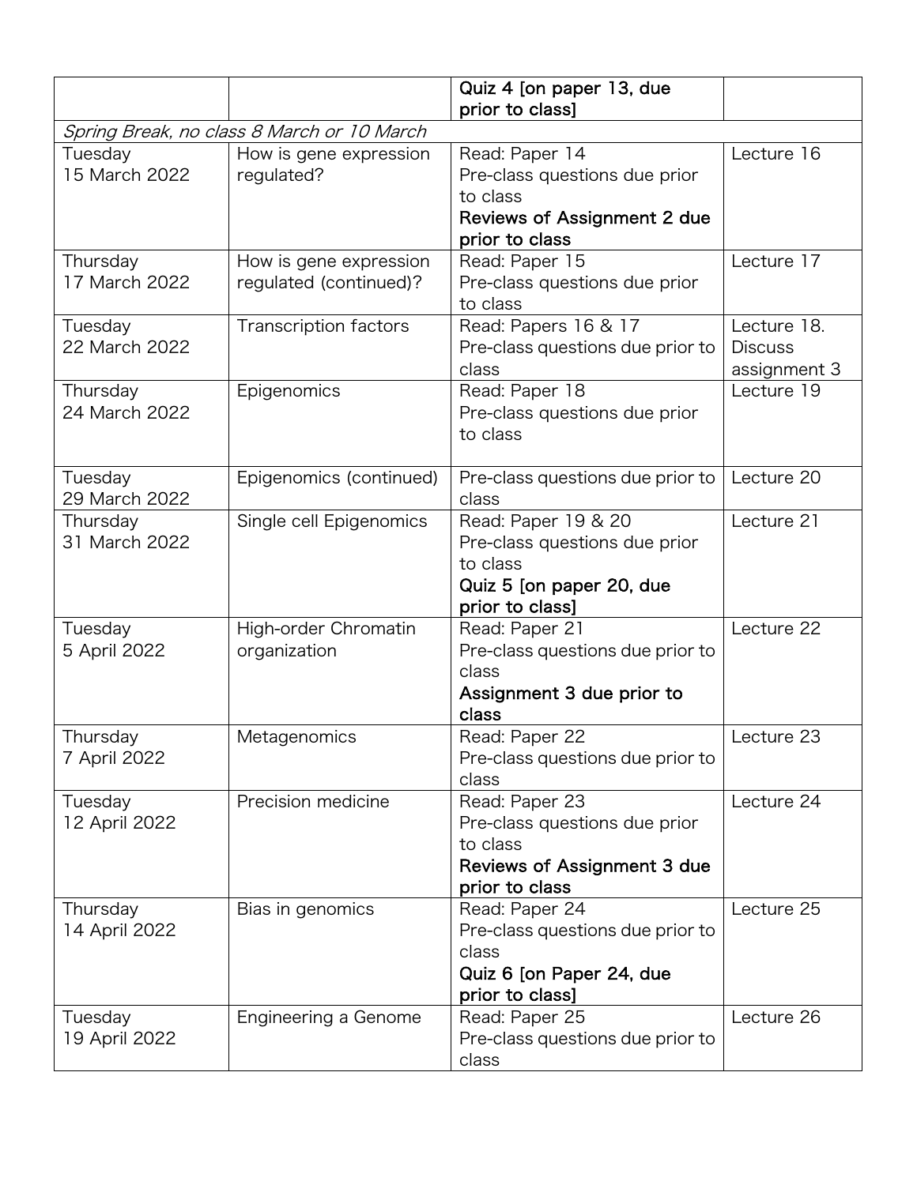| | | | |
|---|---|---|---|
| | | **Quiz 4 [on paper 13, due prior to class]** | |
| *Spring Break, no class 8 March or 10 March* | | | |
| Tuesday 15 March 2022 | How is gene expression regulated? | Read: Paper 14<br>Pre-class questions due prior to class<br>**Reviews of Assignment 2 due prior to class** | Lecture 16 |
| Thursday 17 March 2022 | How is gene expression regulated (continued)? | Read: Paper 15<br>Pre-class questions due prior to class | Lecture 17 |
| Tuesday 22 March 2022 | Transcription factors | Read: Papers 16 & 17<br>Pre-class questions due prior to class | Lecture 18. Discuss assignment 3 |
| Thursday 24 March 2022 | Epigenomics | Read: Paper 18<br>Pre-class questions due prior to class | Lecture 19 |
| Tuesday 29 March 2022 | Epigenomics (continued) | Pre-class questions due prior to class | Lecture 20 |
| Thursday 31 March 2022 | Single cell Epigenomics | Read: Paper 19 & 20<br>Pre-class questions due prior to class<br>**Quiz 5 [on paper 20, due prior to class]** | Lecture 21 |
| Tuesday 5 April 2022 | High-order Chromatin organization | Read: Paper 21<br>Pre-class questions due prior to class<br>**Assignment 3 due prior to class** | Lecture 22 |
| Thursday 7 April 2022 | Metagenomics | Read: Paper 22<br>Pre-class questions due prior to class | Lecture 23 |
| Tuesday 12 April 2022 | Precision medicine | Read: Paper 23<br>Pre-class questions due prior to class<br>**Reviews of Assignment 3 due prior to class** | Lecture 24 |
| Thursday 14 April 2022 | Bias in genomics | Read: Paper 24<br>Pre-class questions due prior to class<br>**Quiz 6 [on Paper 24, due prior to class]** | Lecture 25 |
| Tuesday 19 April 2022 | Engineering a Genome | Read: Paper 25<br>Pre-class questions due prior to class | Lecture 26 |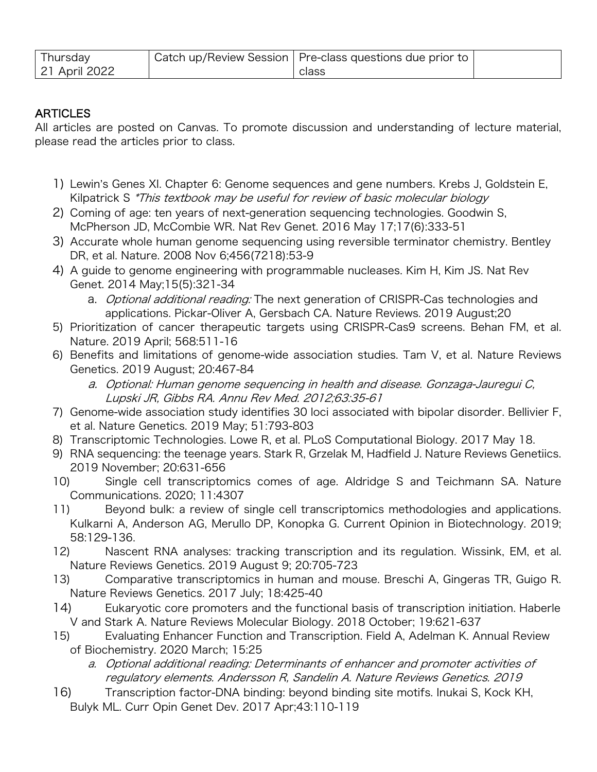| Thursday 21 April 2022 | Catch up/Review Session | Pre-class questions due prior to class | |
|---|---|---|---|

## ARTICLES

All articles are posted on Canvas. To promote discussion and understanding of lecture material, please read the articles prior to class.

1) Lewin's Genes XI. Chapter 6: Genome sequences and gene numbers. Krebs J, Goldstein E, Kilpatrick S *\*This textbook may be useful for review of basic molecular biology*
2) Coming of age: ten years of next-generation sequencing technologies. Goodwin S, McPherson JD, McCombie WR. Nat Rev Genet. 2016 May 17;17(6):333-51
3) Accurate whole human genome sequencing using reversible terminator chemistry. Bentley DR, et al. Nature. 2008 Nov 6;456(7218):53-9
4) A guide to genome engineering with programmable nucleases. Kim H, Kim JS. Nat Rev Genet. 2014 May;15(5):321-34
   a. *Optional additional reading:* The next generation of CRISPR-Cas technologies and applications. Pickar-Oliver A, Gersbach CA. Nature Reviews. 2019 August;20
5) Prioritization of cancer therapeutic targets using CRISPR-Cas9 screens. Behan FM, et al. Nature. 2019 April; 568:511-16
6) Benefits and limitations of genome-wide association studies. Tam V, et al. Nature Reviews Genetics. 2019 August; 20:467-84
   a. *Optional: Human genome sequencing in health and disease. Gonzaga-Jauregui C, Lupski JR, Gibbs RA. Annu Rev Med. 2012;63:35-61*
7) Genome-wide association study identifies 30 loci associated with bipolar disorder. Bellivier F, et al. Nature Genetics. 2019 May; 51:793-803
8) Transcriptomic Technologies. Lowe R, et al. PLoS Computational Biology. 2017 May 18.
9) RNA sequencing: the teenage years. Stark R, Grzelak M, Hadfield J. Nature Reviews Genetiics. 2019 November; 20:631-656
10) Single cell transcriptomics comes of age. Aldridge S and Teichmann SA. Nature Communications. 2020; 11:4307
11) Beyond bulk: a review of single cell transcriptomics methodologies and applications. Kulkarni A, Anderson AG, Merullo DP, Konopka G. Current Opinion in Biotechnology. 2019; 58:129-136.
12) Nascent RNA analyses: tracking transcription and its regulation. Wissink, EM, et al. Nature Reviews Genetics. 2019 August 9; 20:705-723
13) Comparative transcriptomics in human and mouse. Breschi A, Gingeras TR, Guigo R. Nature Reviews Genetics. 2017 July; 18:425-40
14) Eukaryotic core promoters and the functional basis of transcription initiation. Haberle V and Stark A. Nature Reviews Molecular Biology. 2018 October; 19:621-637
15) Evaluating Enhancer Function and Transcription. Field A, Adelman K. Annual Review of Biochemistry. 2020 March; 15:25
   a. *Optional additional reading: Determinants of enhancer and promoter activities of regulatory elements. Andersson R, Sandelin A. Nature Reviews Genetics. 2019*
16) Transcription factor-DNA binding: beyond binding site motifs. Inukai S, Kock KH, Bulyk ML. Curr Opin Genet Dev. 2017 Apr;43:110-119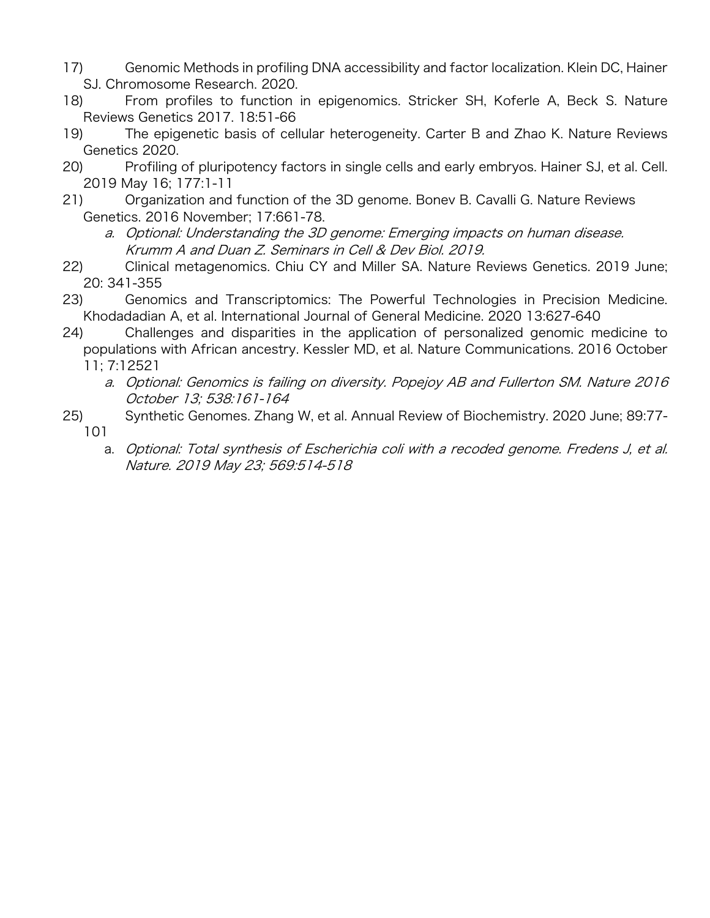17) Genomic Methods in profiling DNA accessibility and factor localization. Klein DC, Hainer SJ. Chromosome Research. 2020.

18) From profiles to function in epigenomics. Stricker SH, Koferle A, Beck S. Nature Reviews Genetics 2017. 18:51-66

19) The epigenetic basis of cellular heterogeneity. Carter B and Zhao K. Nature Reviews Genetics 2020.

20) Profiling of pluripotency factors in single cells and early embryos. Hainer SJ, et al. Cell. 2019 May 16; 177:1-11

21) Organization and function of the 3D genome. Bonev B. Cavalli G. Nature Reviews Genetics. 2016 November; 17:661-78.
    a. *Optional: Understanding the 3D genome: Emerging impacts on human disease. Krumm A and Duan Z. Seminars in Cell & Dev Biol. 2019.*

22) Clinical metagenomics. Chiu CY and Miller SA. Nature Reviews Genetics. 2019 June; 20: 341-355

23) Genomics and Transcriptomics: The Powerful Technologies in Precision Medicine. Khodadadian A, et al. International Journal of General Medicine. 2020 13:627-640

24) Challenges and disparities in the application of personalized genomic medicine to populations with African ancestry. Kessler MD, et al. Nature Communications. 2016 October 11; 7:12521
    a. *Optional: Genomics is failing on diversity. Popejoy AB and Fullerton SM. Nature 2016 October 13; 538:161-164*

25) Synthetic Genomes. Zhang W, et al. Annual Review of Biochemistry. 2020 June; 89:77-101
    a. *Optional: Total synthesis of Escherichia coli with a recoded genome. Fredens J, et al. Nature. 2019 May 23; 569:514-518*